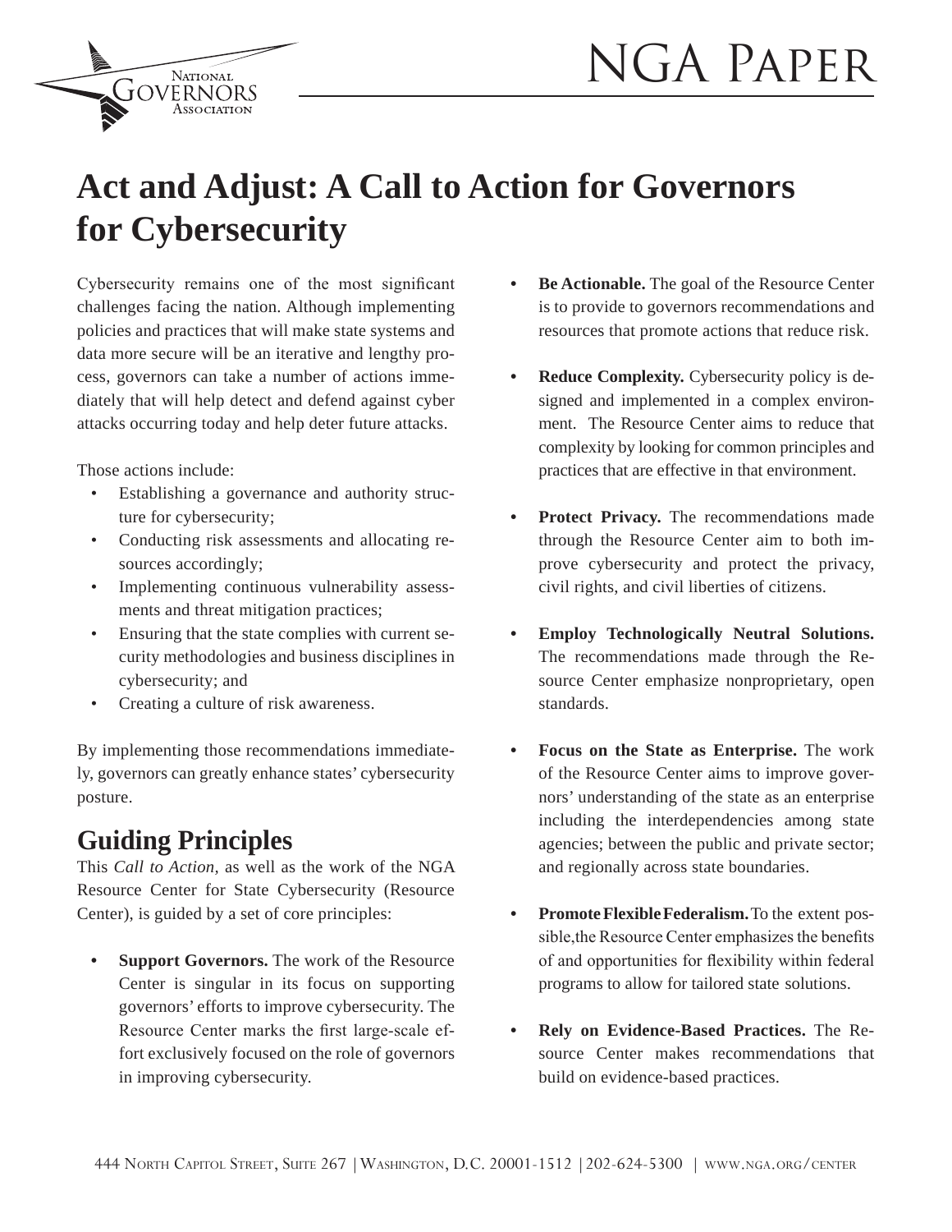# Act and Adjust: A Call to Action for Governors for Cybersecurity

Cybersecurity remains one of the most significant challenges facing the nation. Although implementing policies and practices that will make state systems and data more secure will be an iterative and lengthy process, governors can take a number of actions immediately that will help detect and defend against cyber attacks occurring today and help deter future attacks.

Those actions include:

- Establishing a governance and authority structure for cybersecurity;
- Conducting risk assessments and allocating resources accordingly;
- Implementing continuous vulnerability assessments and threat mitigation practices;
- Ensuring that the state complies with current security methodologies and business disciplines in cybersecurity; and
- Creating a culture of risk awareness.

By implementing those recommendations immediately, governors can greatly enhance states' cybersecurity posture.

## Guiding Principles

This *Call to Action*, as well as the work of the NGA Resource Center for State Cybersecurity (Resource Center), is guided by a set of core principles:

- **Support Governors.** The work of the Resource Center is singular in its focus on supporting governors' efforts to improve cybersecurity. The Resource Center marks the first large-scale effort exclusively focused on the role of governors in improving cybersecurity.
- **Be Actionable.** The goal of the Resource Center is to provide to governors recommendations and resources that promote actions that reduce risk.
- **Reduce Complexity.** Cybersecurity policy is designed and implemented in a complex environment. The Resource Center aims to reduce that complexity by looking for common principles and practices that are effective in that environment.
- **Protect Privacy.** The recommendations made through the Resource Center aim to both improve cybersecurity and protect the privacy, civil rights, and civil liberties of citizens.
- **Employ Technologically Neutral Solutions.** The recommendations made through the Resource Center emphasize nonproprietary, open standards.
- **Focus on the State as Enterprise.** The work of the Resource Center aims to improve governors' understanding of the state as an enterprise including the interdependencies among state agencies; between the public and private sector; and regionally across state boundaries.
- **Promote Flexible Federalism.** To the extent possible, the Resource Center emphasizes the benefits of and opportunities for flexibility within federal programs to allow for tailored state solutions.
- **Rely on Evidence-Based Practices.** The Resource Center makes recommendations that build on evidence-based practices.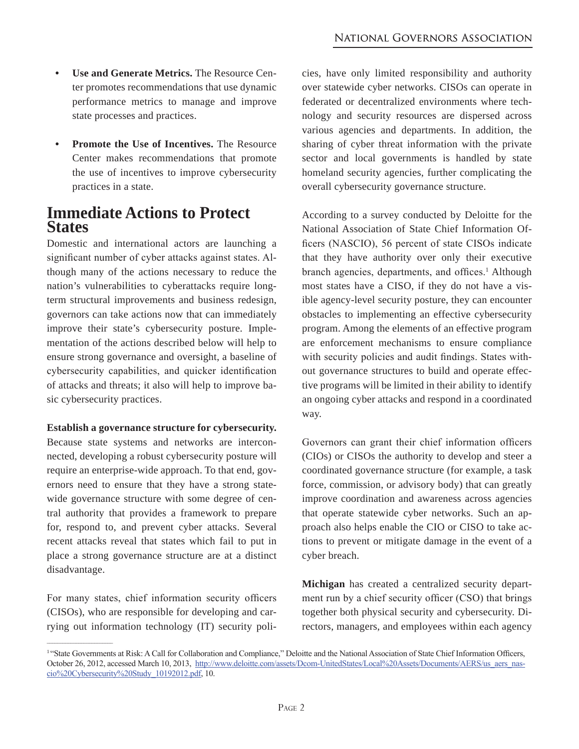- **Use and Generate Metrics.** The Resource Center promotes recommendations that use dynamic performance metrics to manage and improve state processes and practices.

- **Promote the Use of Incentives.** The Resource Center makes recommendations that promote the use of incentives to improve cybersecurity practices in a state.

## Immediate Actions to Protect States

Domestic and international actors are launching a significant number of cyber attacks against states. Although many of the actions necessary to reduce the nation's vulnerabilities to cyberattacks require long-term structural improvements and business redesign, governors can take actions now that can immediately improve their state's cybersecurity posture. Implementation of the actions described below will help to ensure strong governance and oversight, a baseline of cybersecurity capabilities, and quicker identification of attacks and threats; it also will help to improve basic cybersecurity practices.

**Establish a governance structure for cybersecurity.** Because state systems and networks are interconnected, developing a robust cybersecurity posture will require an enterprise-wide approach. To that end, governors need to ensure that they have a strong statewide governance structure with some degree of central authority that provides a framework to prepare for, respond to, and prevent cyber attacks. Several recent attacks reveal that states which fail to put in place a strong governance structure are at a distinct disadvantage.

For many states, chief information security officers (CISOs), who are responsible for developing and carrying out information technology (IT) security policies, have only limited responsibility and authority over statewide cyber networks. CISOs can operate in federated or decentralized environments where technology and security resources are dispersed across various agencies and departments. In addition, the sharing of cyber threat information with the private sector and local governments is handled by state homeland security agencies, further complicating the overall cybersecurity governance structure.

According to a survey conducted by Deloitte for the National Association of State Chief Information Officers (NASCIO), 56 percent of state CISOs indicate that they have authority over only their executive branch agencies, departments, and offices.[1] Although most states have a CISO, if they do not have a visible agency-level security posture, they can encounter obstacles to implementing an effective cybersecurity program. Among the elements of an effective program are enforcement mechanisms to ensure compliance with security policies and audit findings. States without governance structures to build and operate effective programs will be limited in their ability to identify an ongoing cyber attacks and respond in a coordinated way.

Governors can grant their chief information officers (CIOs) or CISOs the authority to develop and steer a coordinated governance structure (for example, a task force, commission, or advisory body) that can greatly improve coordination and awareness across agencies that operate statewide cyber networks. Such an approach also helps enable the CIO or CISO to take actions to prevent or mitigate damage in the event of a cyber breach.

**Michigan** has created a centralized security department run by a chief security officer (CSO) that brings together both physical security and cybersecurity. Directors, managers, and employees within each agency

---

[1] "State Governments at Risk: A Call for Collaboration and Compliance," Deloitte and the National Association of State Chief Information Officers, October 26, 2012, accessed March 10, 2013, http://www.deloitte.com/assets/Dcom-UnitedStates/Local%20Assets/Documents/AERS/us_aers_nascio%20Cybersecurity%20Study_10192012.pdf, 10.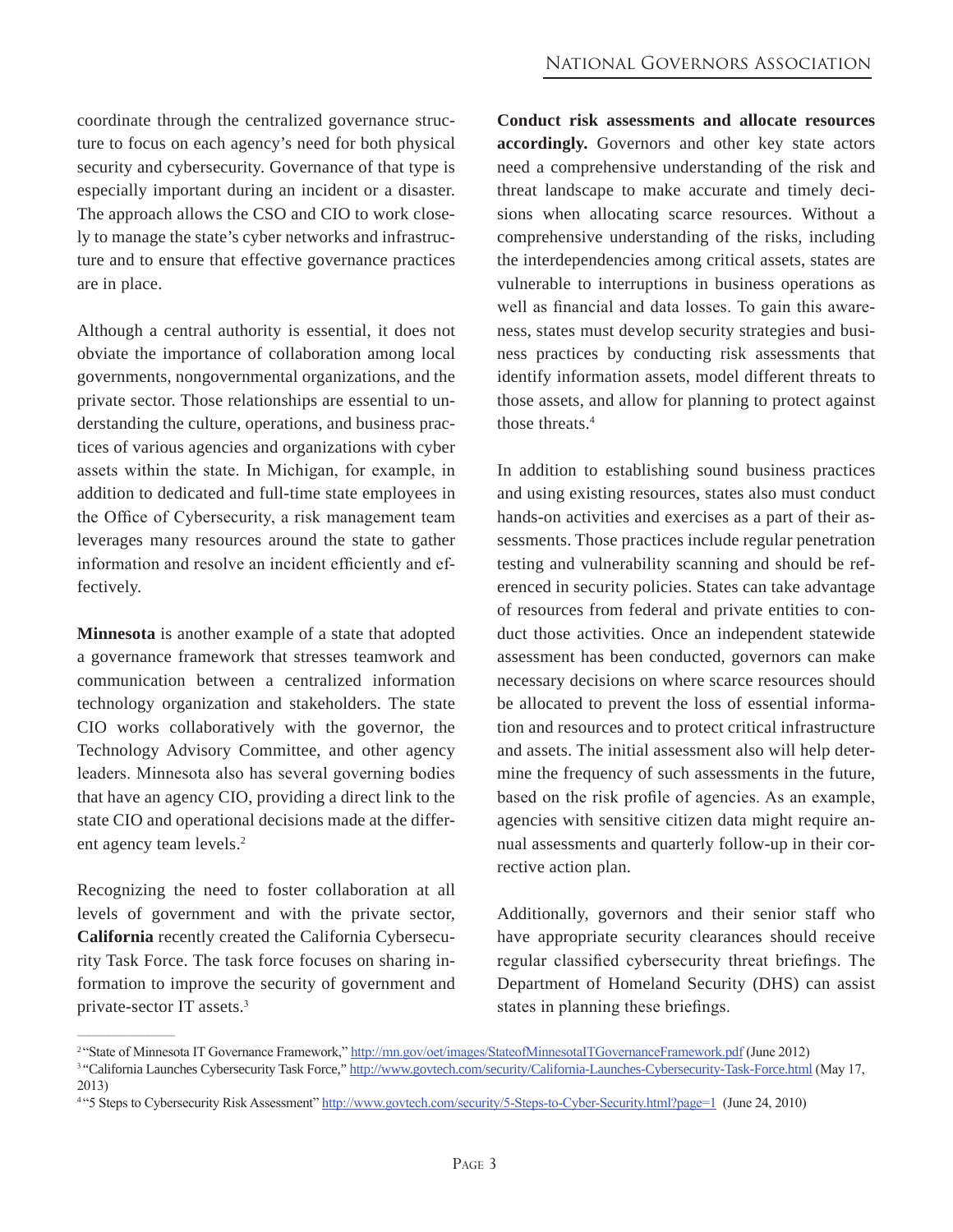coordinate through the centralized governance structure to focus on each agency's need for both physical security and cybersecurity. Governance of that type is especially important during an incident or a disaster. The approach allows the CSO and CIO to work closely to manage the state's cyber networks and infrastructure and to ensure that effective governance practices are in place.

Although a central authority is essential, it does not obviate the importance of collaboration among local governments, nongovernmental organizations, and the private sector. Those relationships are essential to understanding the culture, operations, and business practices of various agencies and organizations with cyber assets within the state. In Michigan, for example, in addition to dedicated and full-time state employees in the Office of Cybersecurity, a risk management team leverages many resources around the state to gather information and resolve an incident efficiently and effectively.

**Minnesota** is another example of a state that adopted a governance framework that stresses teamwork and communication between a centralized information technology organization and stakeholders. The state CIO works collaboratively with the governor, the Technology Advisory Committee, and other agency leaders. Minnesota also has several governing bodies that have an agency CIO, providing a direct link to the state CIO and operational decisions made at the different agency team levels.[2]

Recognizing the need to foster collaboration at all levels of government and with the private sector, **California** recently created the California Cybersecurity Task Force. The task force focuses on sharing information to improve the security of government and private-sector IT assets.[3]

**Conduct risk assessments and allocate resources accordingly.** Governors and other key state actors need a comprehensive understanding of the risk and threat landscape to make accurate and timely decisions when allocating scarce resources. Without a comprehensive understanding of the risks, including the interdependencies among critical assets, states are vulnerable to interruptions in business operations as well as financial and data losses. To gain this awareness, states must develop security strategies and business practices by conducting risk assessments that identify information assets, model different threats to those assets, and allow for planning to protect against those threats.[4]

In addition to establishing sound business practices and using existing resources, states also must conduct hands-on activities and exercises as a part of their assessments. Those practices include regular penetration testing and vulnerability scanning and should be referenced in security policies. States can take advantage of resources from federal and private entities to conduct those activities. Once an independent statewide assessment has been conducted, governors can make necessary decisions on where scarce resources should be allocated to prevent the loss of essential information and resources and to protect critical infrastructure and assets. The initial assessment also will help determine the frequency of such assessments in the future, based on the risk profile of agencies. As an example, agencies with sensitive citizen data might require annual assessments and quarterly follow-up in their corrective action plan.

Additionally, governors and their senior staff who have appropriate security clearances should receive regular classified cybersecurity threat briefings. The Department of Homeland Security (DHS) can assist states in planning these briefings.

---

[2] "State of Minnesota IT Governance Framework," http://mn.gov/oet/images/StateofMinnesotaITGovernanceFramework.pdf (June 2012)

[3] "California Launches Cybersecurity Task Force," http://www.govtech.com/security/California-Launches-Cybersecurity-Task-Force.html (May 17, 2013)

[4] "5 Steps to Cybersecurity Risk Assessment" http://www.govtech.com/security/5-Steps-to-Cyber-Security.html?page=1 (June 24, 2010)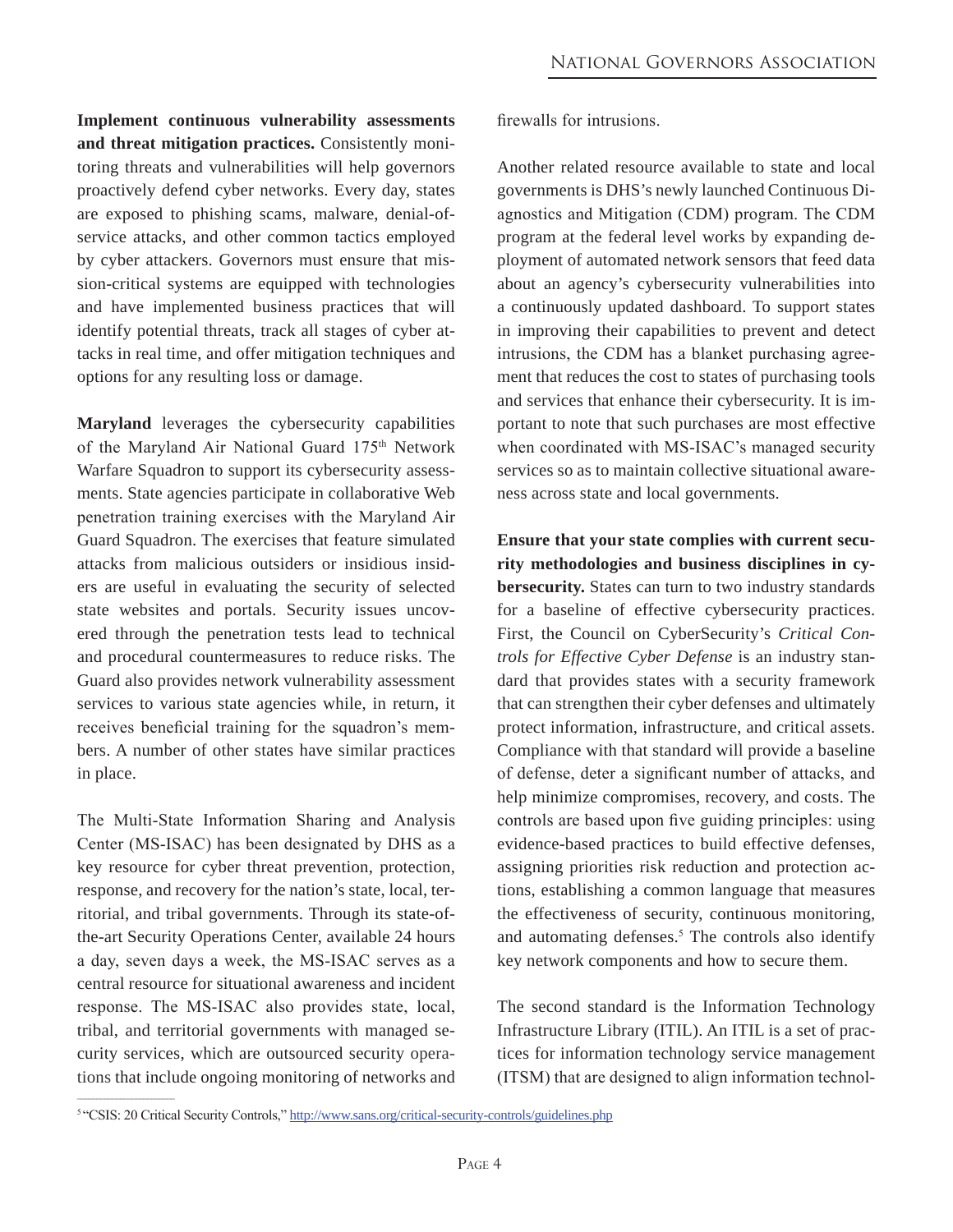**Implement continuous vulnerability assessments and threat mitigation practices.** Consistently monitoring threats and vulnerabilities will help governors proactively defend cyber networks. Every day, states are exposed to phishing scams, malware, denial-of-service attacks, and other common tactics employed by cyber attackers. Governors must ensure that mission-critical systems are equipped with technologies and have implemented business practices that will identify potential threats, track all stages of cyber attacks in real time, and offer mitigation techniques and options for any resulting loss or damage.

**Maryland** leverages the cybersecurity capabilities of the Maryland Air National Guard 175th Network Warfare Squadron to support its cybersecurity assessments. State agencies participate in collaborative Web penetration training exercises with the Maryland Air Guard Squadron. The exercises that feature simulated attacks from malicious outsiders or insidious insiders are useful in evaluating the security of selected state websites and portals. Security issues uncovered through the penetration tests lead to technical and procedural countermeasures to reduce risks. The Guard also provides network vulnerability assessment services to various state agencies while, in return, it receives beneficial training for the squadron's members. A number of other states have similar practices in place.

The Multi-State Information Sharing and Analysis Center (MS-ISAC) has been designated by DHS as a key resource for cyber threat prevention, protection, response, and recovery for the nation's state, local, territorial, and tribal governments. Through its state-of-the-art Security Operations Center, available 24 hours a day, seven days a week, the MS-ISAC serves as a central resource for situational awareness and incident response. The MS-ISAC also provides state, local, tribal, and territorial governments with managed security services, which are outsourced security operations that include ongoing monitoring of networks and firewalls for intrusions.

Another related resource available to state and local governments is DHS's newly launched Continuous Diagnostics and Mitigation (CDM) program. The CDM program at the federal level works by expanding deployment of automated network sensors that feed data about an agency's cybersecurity vulnerabilities into a continuously updated dashboard. To support states in improving their capabilities to prevent and detect intrusions, the CDM has a blanket purchasing agreement that reduces the cost to states of purchasing tools and services that enhance their cybersecurity. It is important to note that such purchases are most effective when coordinated with MS-ISAC's managed security services so as to maintain collective situational awareness across state and local governments.

**Ensure that your state complies with current security methodologies and business disciplines in cybersecurity.** States can turn to two industry standards for a baseline of effective cybersecurity practices. First, the Council on CyberSecurity's *Critical Controls for Effective Cyber Defense* is an industry standard that provides states with a security framework that can strengthen their cyber defenses and ultimately protect information, infrastructure, and critical assets. Compliance with that standard will provide a baseline of defense, deter a significant number of attacks, and help minimize compromises, recovery, and costs. The controls are based upon five guiding principles: using evidence-based practices to build effective defenses, assigning priorities risk reduction and protection actions, establishing a common language that measures the effectiveness of security, continuous monitoring, and automating defenses.[5] The controls also identify key network components and how to secure them.

The second standard is the Information Technology Infrastructure Library (ITIL). An ITIL is a set of practices for information technology service management (ITSM) that are designed to align information technol-

[5] "CSIS: 20 Critical Security Controls," http://www.sans.org/critical-security-controls/guidelines.php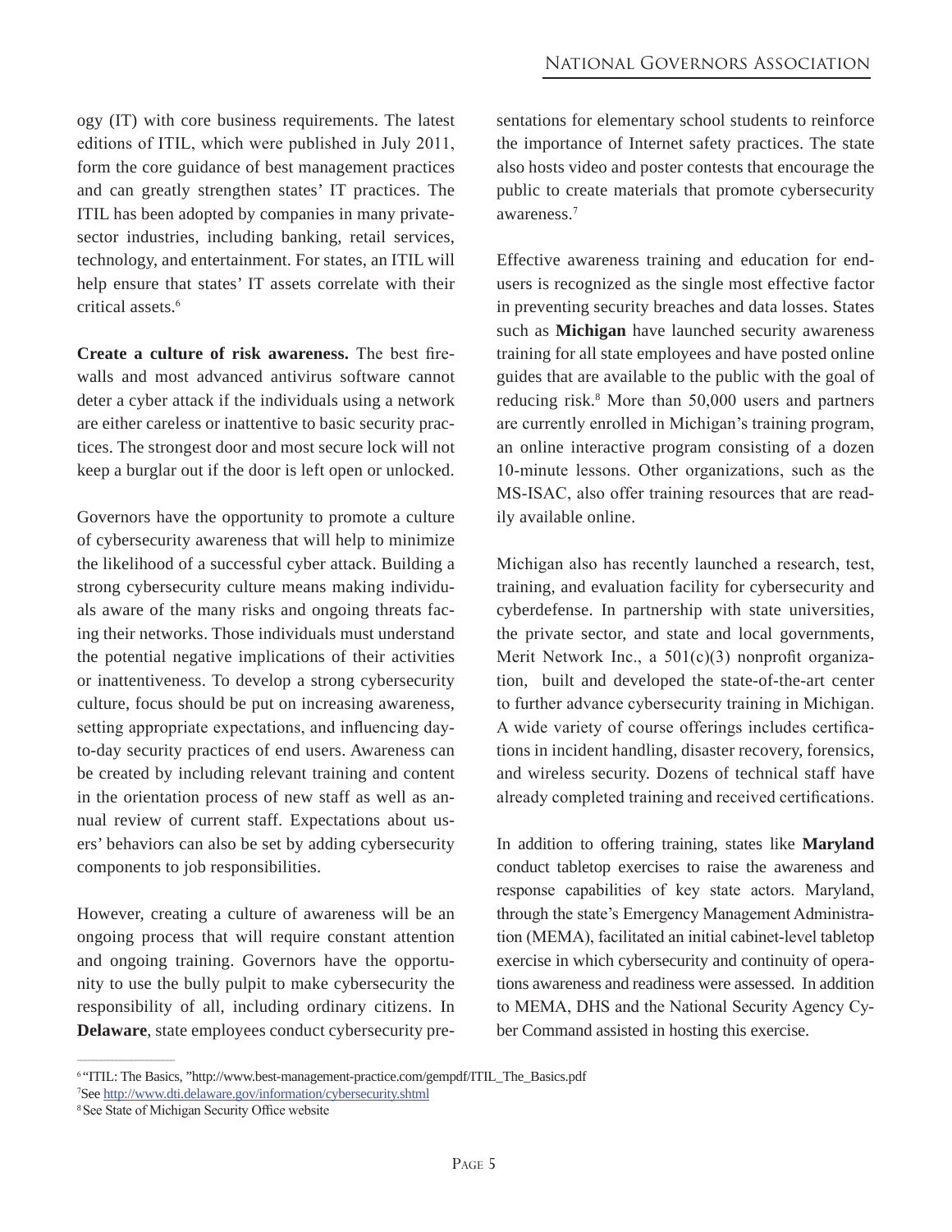ogy (IT) with core business requirements. The latest editions of ITIL, which were published in July 2011, form the core guidance of best management practices and can greatly strengthen states' IT practices. The ITIL has been adopted by companies in many private-sector industries, including banking, retail services, technology, and entertainment. For states, an ITIL will help ensure that states' IT assets correlate with their critical assets.[6]

**Create a culture of risk awareness.** The best firewalls and most advanced antivirus software cannot deter a cyber attack if the individuals using a network are either careless or inattentive to basic security practices. The strongest door and most secure lock will not keep a burglar out if the door is left open or unlocked.

Governors have the opportunity to promote a culture of cybersecurity awareness that will help to minimize the likelihood of a successful cyber attack. Building a strong cybersecurity culture means making individuals aware of the many risks and ongoing threats facing their networks. Those individuals must understand the potential negative implications of their activities or inattentiveness. To develop a strong cybersecurity culture, focus should be put on increasing awareness, setting appropriate expectations, and influencing day-to-day security practices of end users. Awareness can be created by including relevant training and content in the orientation process of new staff as well as annual review of current staff. Expectations about users' behaviors can also be set by adding cybersecurity components to job responsibilities.

However, creating a culture of awareness will be an ongoing process that will require constant attention and ongoing training. Governors have the opportunity to use the bully pulpit to make cybersecurity the responsibility of all, including ordinary citizens. In **Delaware**, state employees conduct cybersecurity presentations for elementary school students to reinforce the importance of Internet safety practices. The state also hosts video and poster contests that encourage the public to create materials that promote cybersecurity awareness.[7]

Effective awareness training and education for end-users is recognized as the single most effective factor in preventing security breaches and data losses. States such as **Michigan** have launched security awareness training for all state employees and have posted online guides that are available to the public with the goal of reducing risk.[8] More than 50,000 users and partners are currently enrolled in Michigan's training program, an online interactive program consisting of a dozen 10-minute lessons. Other organizations, such as the MS-ISAC, also offer training resources that are readily available online.

Michigan also has recently launched a research, test, training, and evaluation facility for cybersecurity and cyberdefense. In partnership with state universities, the private sector, and state and local governments, Merit Network Inc., a 501(c)(3) nonprofit organization, built and developed the state-of-the-art center to further advance cybersecurity training in Michigan. A wide variety of course offerings includes certifications in incident handling, disaster recovery, forensics, and wireless security. Dozens of technical staff have already completed training and received certifications.

In addition to offering training, states like **Maryland** conduct tabletop exercises to raise the awareness and response capabilities of key state actors. Maryland, through the state's Emergency Management Administration (MEMA), facilitated an initial cabinet-level tabletop exercise in which cybersecurity and continuity of operations awareness and readiness were assessed. In addition to MEMA, DHS and the National Security Agency Cyber Command assisted in hosting this exercise.

---

[6] "ITIL: The Basics, "http://www.best-management-practice.com/gempdf/ITIL_The_Basics.pdf

[7] See http://www.dti.delaware.gov/information/cybersecurity.shtml

[8] See State of Michigan Security Office website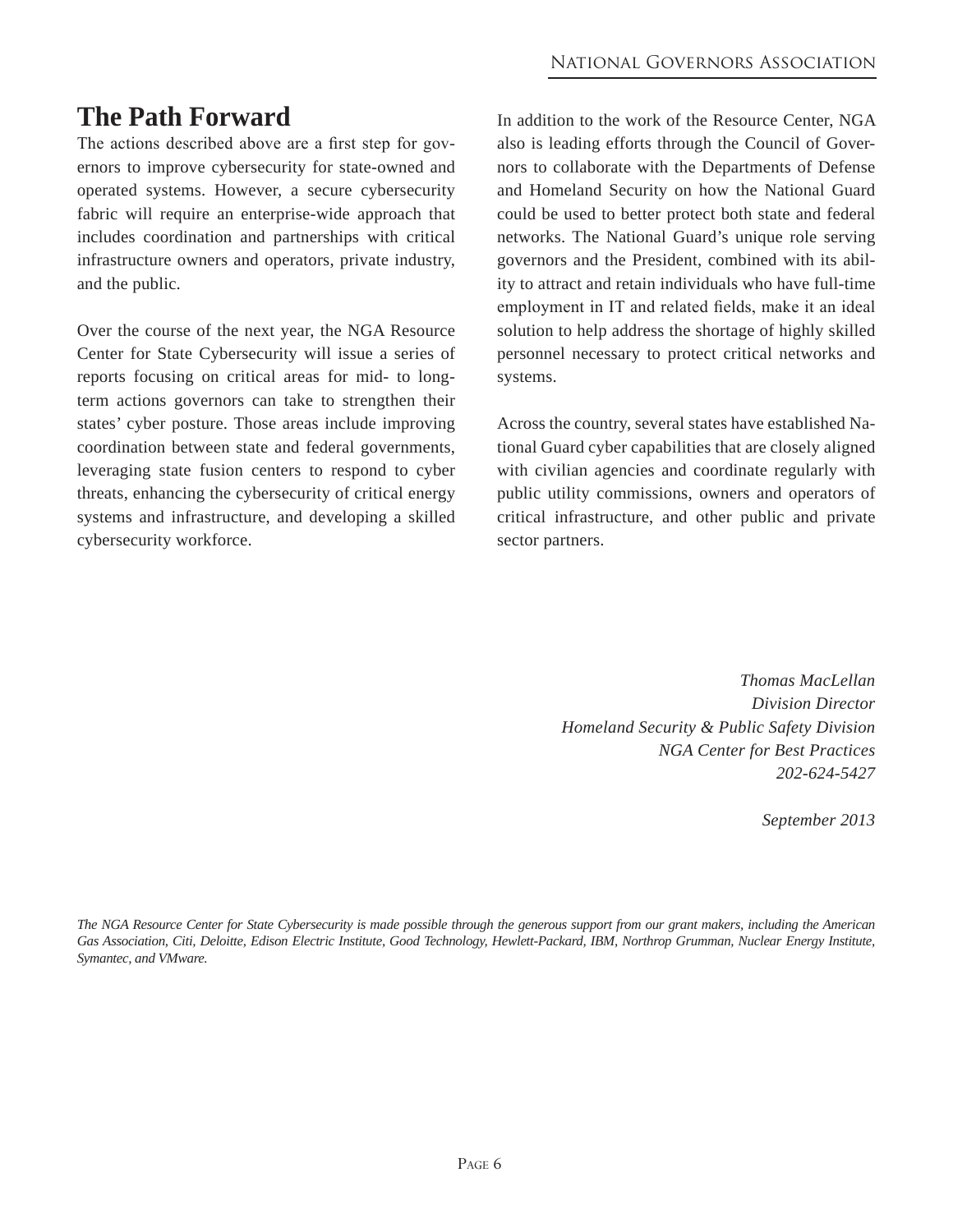## The Path Forward

The actions described above are a first step for governors to improve cybersecurity for state-owned and operated systems. However, a secure cybersecurity fabric will require an enterprise-wide approach that includes coordination and partnerships with critical infrastructure owners and operators, private industry, and the public.

Over the course of the next year, the NGA Resource Center for State Cybersecurity will issue a series of reports focusing on critical areas for mid- to long-term actions governors can take to strengthen their states' cyber posture. Those areas include improving coordination between state and federal governments, leveraging state fusion centers to respond to cyber threats, enhancing the cybersecurity of critical energy systems and infrastructure, and developing a skilled cybersecurity workforce.

In addition to the work of the Resource Center, NGA also is leading efforts through the Council of Governors to collaborate with the Departments of Defense and Homeland Security on how the National Guard could be used to better protect both state and federal networks. The National Guard's unique role serving governors and the President, combined with its ability to attract and retain individuals who have full-time employment in IT and related fields, make it an ideal solution to help address the shortage of highly skilled personnel necessary to protect critical networks and systems.

Across the country, several states have established National Guard cyber capabilities that are closely aligned with civilian agencies and coordinate regularly with public utility commissions, owners and operators of critical infrastructure, and other public and private sector partners.

*Thomas MacLellan*
*Division Director*
*Homeland Security & Public Safety Division*
*NGA Center for Best Practices*
*202-624-5427*

*September 2013*

*The NGA Resource Center for State Cybersecurity is made possible through the generous support from our grant makers, including the American Gas Association, Citi, Deloitte, Edison Electric Institute, Good Technology, Hewlett-Packard, IBM, Northrop Grumman, Nuclear Energy Institute, Symantec, and VMware.*